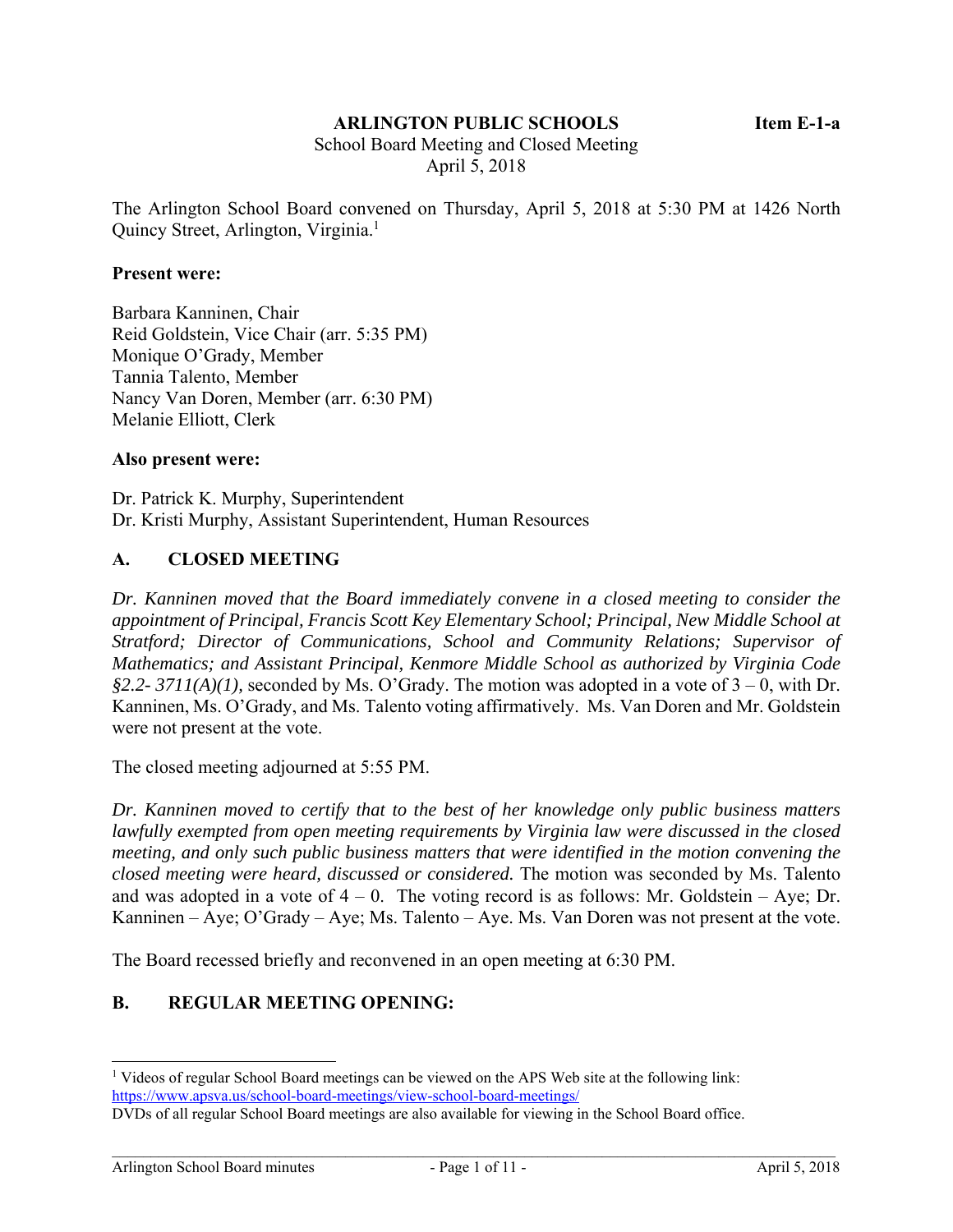**ARLINGTON PUBLIC SCHOOLS** **Item E-1-a**

School Board Meeting and Closed Meeting
April 5, 2018

The Arlington School Board convened on Thursday, April 5, 2018 at 5:30 PM at 1426 North Quincy Street, Arlington, Virginia.[1]

**Present were:**

Barbara Kanninen, Chair
Reid Goldstein, Vice Chair (arr. 5:35 PM)
Monique O'Grady, Member
Tannia Talento, Member
Nancy Van Doren, Member (arr. 6:30 PM)
Melanie Elliott, Clerk

**Also present were:**

Dr. Patrick K. Murphy, Superintendent
Dr. Kristi Murphy, Assistant Superintendent, Human Resources

## A. CLOSED MEETING

*Dr. Kanninen moved that the Board immediately convene in a closed meeting to consider the appointment of Principal, Francis Scott Key Elementary School; Principal, New Middle School at Stratford; Director of Communications, School and Community Relations; Supervisor of Mathematics; and Assistant Principal, Kenmore Middle School as authorized by Virginia Code §2.2- 3711(A)(1),* seconded by Ms. O'Grady. The motion was adopted in a vote of 3 – 0, with Dr. Kanninen, Ms. O'Grady, and Ms. Talento voting affirmatively. Ms. Van Doren and Mr. Goldstein were not present at the vote.

The closed meeting adjourned at 5:55 PM.

*Dr. Kanninen moved to certify that to the best of her knowledge only public business matters lawfully exempted from open meeting requirements by Virginia law were discussed in the closed meeting, and only such public business matters that were identified in the motion convening the closed meeting were heard, discussed or considered.* The motion was seconded by Ms. Talento and was adopted in a vote of 4 – 0. The voting record is as follows: Mr. Goldstein – Aye; Dr. Kanninen – Aye; O'Grady – Aye; Ms. Talento – Aye. Ms. Van Doren was not present at the vote.

The Board recessed briefly and reconvened in an open meeting at 6:30 PM.

## B. REGULAR MEETING OPENING:

---

[1] Videos of regular School Board meetings can be viewed on the APS Web site at the following link: https://www.apsva.us/school-board-meetings/view-school-board-meetings/
DVDs of all regular School Board meetings are also available for viewing in the School Board office.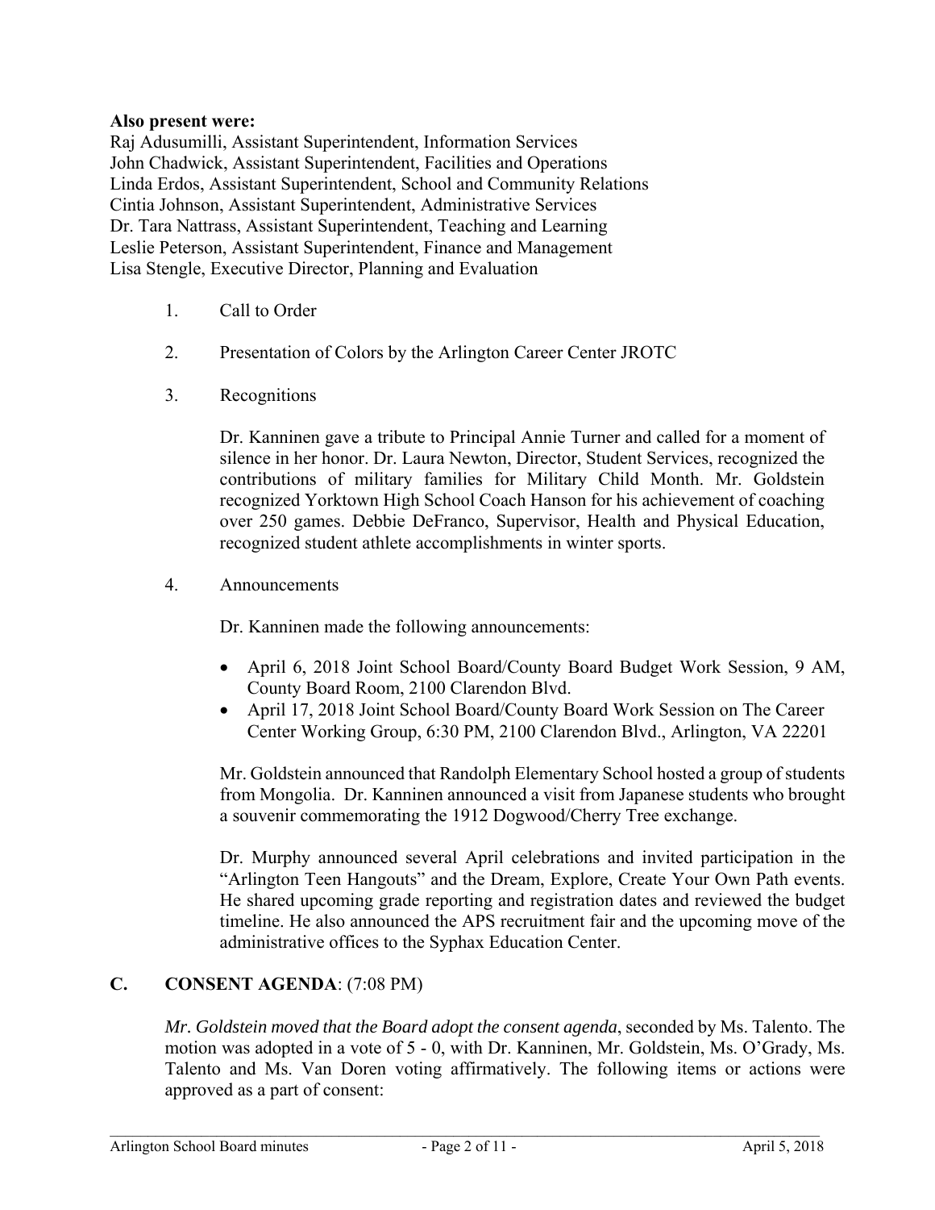**Also present were:**
Raj Adusumilli, Assistant Superintendent, Information Services
John Chadwick, Assistant Superintendent, Facilities and Operations
Linda Erdos, Assistant Superintendent, School and Community Relations
Cintia Johnson, Assistant Superintendent, Administrative Services
Dr. Tara Nattrass, Assistant Superintendent, Teaching and Learning
Leslie Peterson, Assistant Superintendent, Finance and Management
Lisa Stengle, Executive Director, Planning and Evaluation

1. Call to Order

2. Presentation of Colors by the Arlington Career Center JROTC

3. Recognitions

   Dr. Kanninen gave a tribute to Principal Annie Turner and called for a moment of silence in her honor. Dr. Laura Newton, Director, Student Services, recognized the contributions of military families for Military Child Month. Mr. Goldstein recognized Yorktown High School Coach Hanson for his achievement of coaching over 250 games. Debbie DeFranco, Supervisor, Health and Physical Education, recognized student athlete accomplishments in winter sports.

4. Announcements

   Dr. Kanninen made the following announcements:

   - April 6, 2018 Joint School Board/County Board Budget Work Session, 9 AM, County Board Room, 2100 Clarendon Blvd.
   - April 17, 2018 Joint School Board/County Board Work Session on The Career Center Working Group, 6:30 PM, 2100 Clarendon Blvd., Arlington, VA 22201

   Mr. Goldstein announced that Randolph Elementary School hosted a group of students from Mongolia. Dr. Kanninen announced a visit from Japanese students who brought a souvenir commemorating the 1912 Dogwood/Cherry Tree exchange.

   Dr. Murphy announced several April celebrations and invited participation in the "Arlington Teen Hangouts" and the Dream, Explore, Create Your Own Path events. He shared upcoming grade reporting and registration dates and reviewed the budget timeline. He also announced the APS recruitment fair and the upcoming move of the administrative offices to the Syphax Education Center.

## C. CONSENT AGENDA: (7:08 PM)

*Mr. Goldstein moved that the Board adopt the consent agenda*, seconded by Ms. Talento. The motion was adopted in a vote of 5 - 0, with Dr. Kanninen, Mr. Goldstein, Ms. O'Grady, Ms. Talento and Ms. Van Doren voting affirmatively. The following items or actions were approved as a part of consent: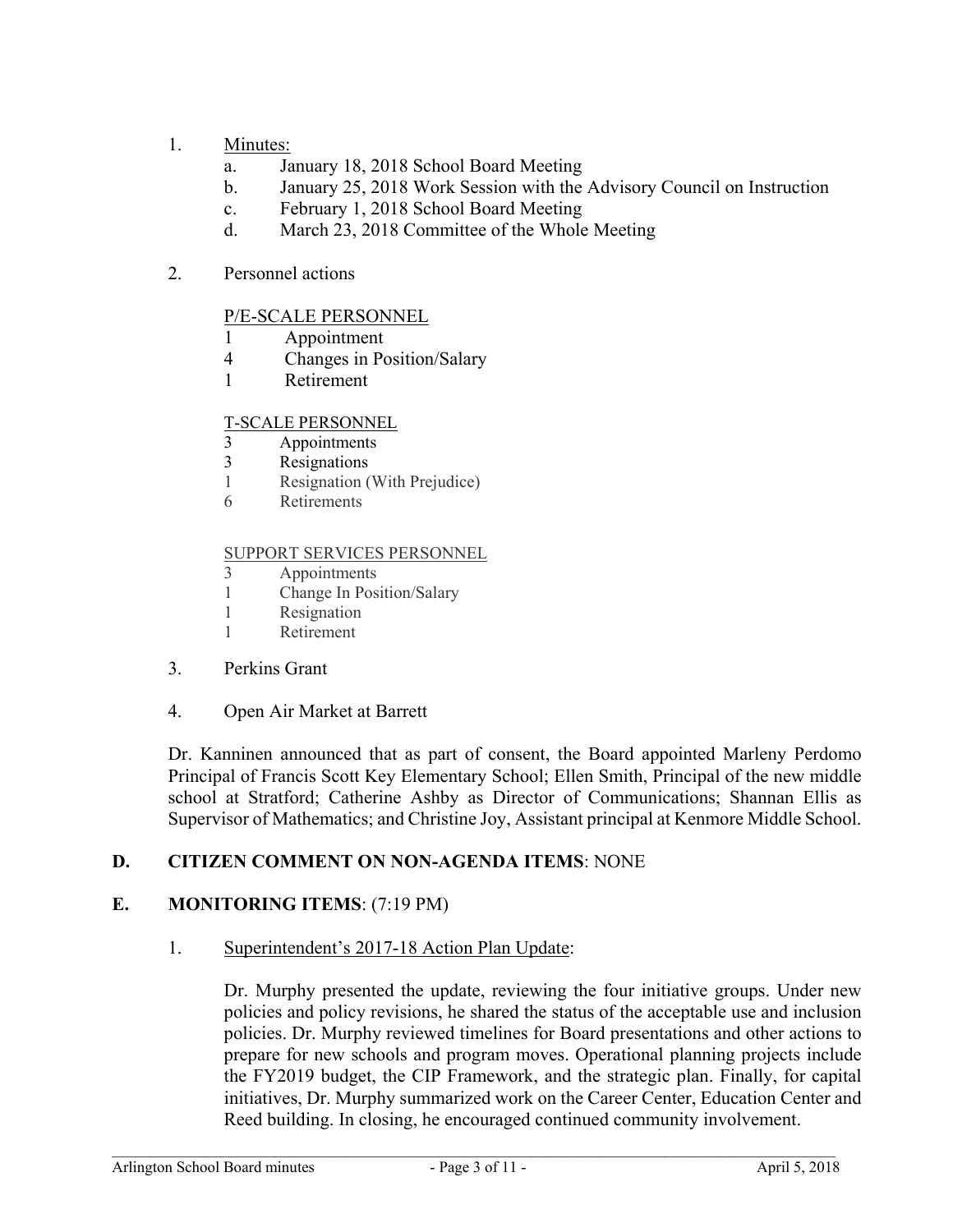1. Minutes:
    a. January 18, 2018 School Board Meeting
    b. January 25, 2018 Work Session with the Advisory Council on Instruction
    c. February 1, 2018 School Board Meeting
    d. March 23, 2018 Committee of the Whole Meeting

2. Personnel actions

    P/E-SCALE PERSONNEL
    1 Appointment
    4 Changes in Position/Salary
    1 Retirement

    T-SCALE PERSONNEL
    3 Appointments
    3 Resignations
    1 Resignation (With Prejudice)
    6 Retirements

    SUPPORT SERVICES PERSONNEL
    3 Appointments
    1 Change In Position/Salary
    1 Resignation
    1 Retirement

3. Perkins Grant

4. Open Air Market at Barrett

Dr. Kanninen announced that as part of consent, the Board appointed Marleny Perdomo Principal of Francis Scott Key Elementary School; Ellen Smith, Principal of the new middle school at Stratford; Catherine Ashby as Director of Communications; Shannan Ellis as Supervisor of Mathematics; and Christine Joy, Assistant principal at Kenmore Middle School.

**D. CITIZEN COMMENT ON NON-AGENDA ITEMS**: NONE

**E. MONITORING ITEMS**: (7:19 PM)

1. Superintendent's 2017-18 Action Plan Update:

    Dr. Murphy presented the update, reviewing the four initiative groups. Under new policies and policy revisions, he shared the status of the acceptable use and inclusion policies. Dr. Murphy reviewed timelines for Board presentations and other actions to prepare for new schools and program moves. Operational planning projects include the FY2019 budget, the CIP Framework, and the strategic plan. Finally, for capital initiatives, Dr. Murphy summarized work on the Career Center, Education Center and Reed building. In closing, he encouraged continued community involvement.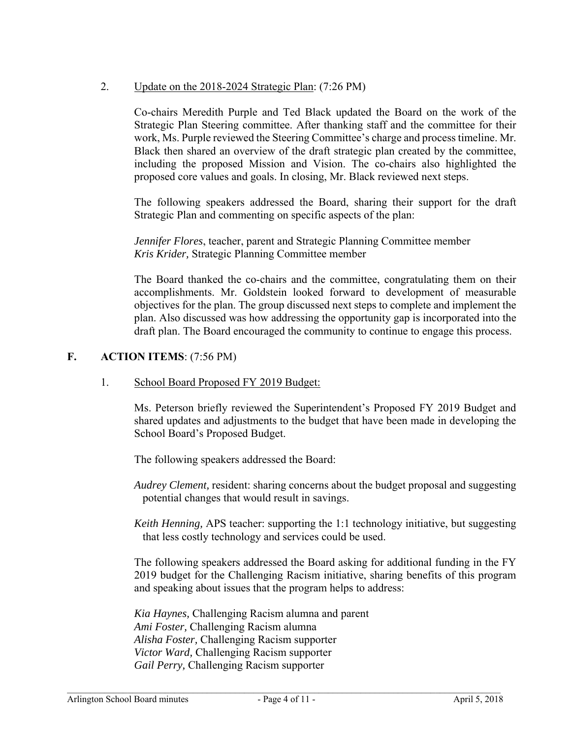2. Update on the 2018-2024 Strategic Plan: (7:26 PM)

Co-chairs Meredith Purple and Ted Black updated the Board on the work of the Strategic Plan Steering committee. After thanking staff and the committee for their work, Ms. Purple reviewed the Steering Committee's charge and process timeline. Mr. Black then shared an overview of the draft strategic plan created by the committee, including the proposed Mission and Vision. The co-chairs also highlighted the proposed core values and goals. In closing, Mr. Black reviewed next steps.

The following speakers addressed the Board, sharing their support for the draft Strategic Plan and commenting on specific aspects of the plan:

*Jennifer Flores*, teacher, parent and Strategic Planning Committee member
*Kris Krider,* Strategic Planning Committee member

The Board thanked the co-chairs and the committee, congratulating them on their accomplishments. Mr. Goldstein looked forward to development of measurable objectives for the plan. The group discussed next steps to complete and implement the plan. Also discussed was how addressing the opportunity gap is incorporated into the draft plan. The Board encouraged the community to continue to engage this process.

## F. ACTION ITEMS: (7:56 PM)

1. School Board Proposed FY 2019 Budget:

Ms. Peterson briefly reviewed the Superintendent's Proposed FY 2019 Budget and shared updates and adjustments to the budget that have been made in developing the School Board's Proposed Budget.

The following speakers addressed the Board:

*Audrey Clement,* resident: sharing concerns about the budget proposal and suggesting potential changes that would result in savings.

*Keith Henning,* APS teacher: supporting the 1:1 technology initiative, but suggesting that less costly technology and services could be used.

The following speakers addressed the Board asking for additional funding in the FY 2019 budget for the Challenging Racism initiative, sharing benefits of this program and speaking about issues that the program helps to address:

*Kia Haynes,* Challenging Racism alumna and parent
*Ami Foster,* Challenging Racism alumna
*Alisha Foster,* Challenging Racism supporter
*Victor Ward,* Challenging Racism supporter
*Gail Perry,* Challenging Racism supporter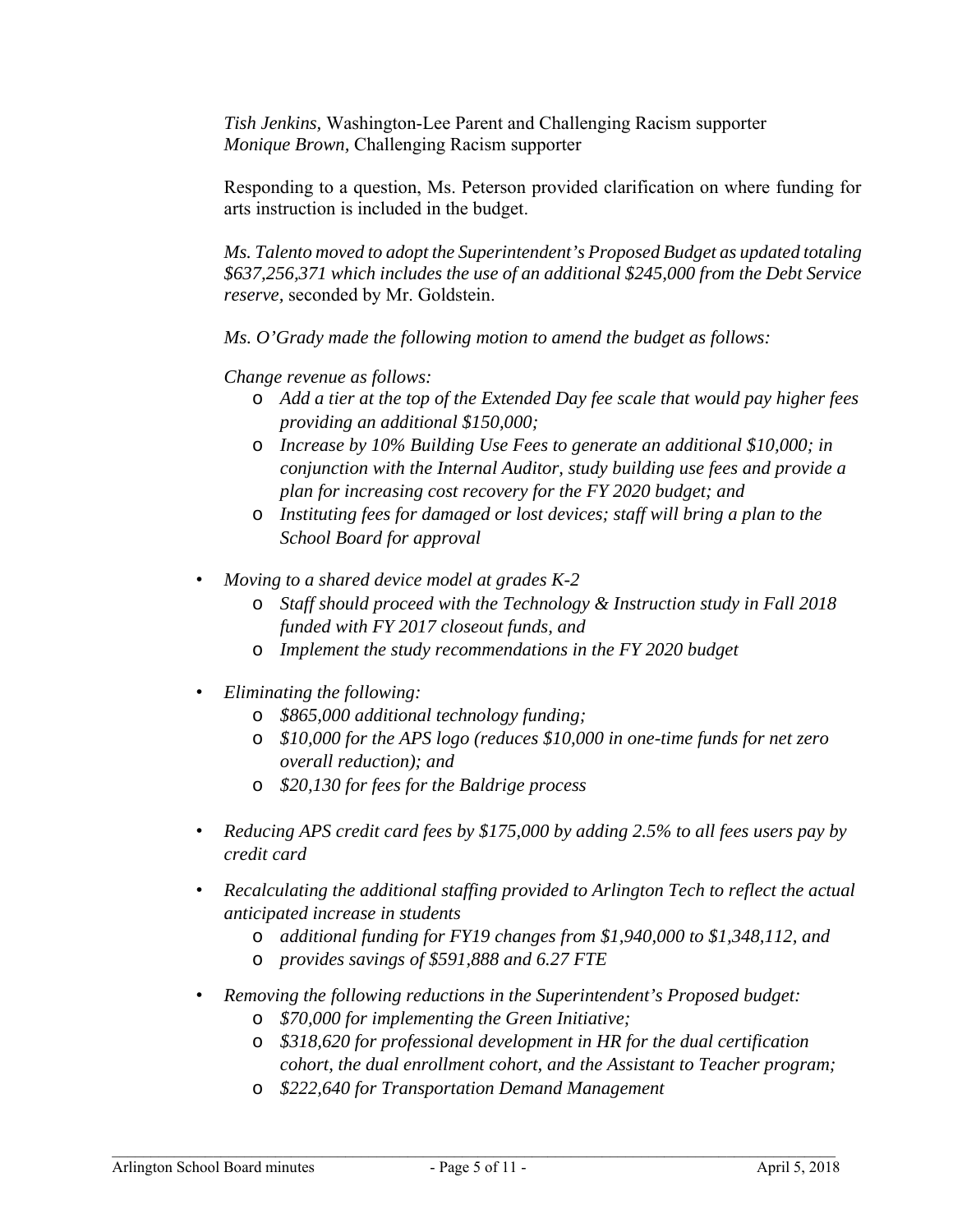*Tish Jenkins,* Washington-Lee Parent and Challenging Racism supporter
*Monique Brown,* Challenging Racism supporter

Responding to a question, Ms. Peterson provided clarification on where funding for arts instruction is included in the budget.

*Ms. Talento moved to adopt the Superintendent's Proposed Budget as updated totaling $637,256,371 which includes the use of an additional $245,000 from the Debt Service reserve,* seconded by Mr. Goldstein.

*Ms. O'Grady made the following motion to amend the budget as follows:*

*Change revenue as follows:*

- *Add a tier at the top of the Extended Day fee scale that would pay higher fees providing an additional $150,000;*
- *Increase by 10% Building Use Fees to generate an additional $10,000; in conjunction with the Internal Auditor, study building use fees and provide a plan for increasing cost recovery for the FY 2020 budget; and*
- *Instituting fees for damaged or lost devices; staff will bring a plan to the School Board for approval*

- *Moving to a shared device model at grades K-2*
  - *Staff should proceed with the Technology & Instruction study in Fall 2018 funded with FY 2017 closeout funds, and*
  - *Implement the study recommendations in the FY 2020 budget*

- *Eliminating the following:*
  - *$865,000 additional technology funding;*
  - *$10,000 for the APS logo (reduces $10,000 in one-time funds for net zero overall reduction); and*
  - *$20,130 for fees for the Baldrige process*

- *Reducing APS credit card fees by $175,000 by adding 2.5% to all fees users pay by credit card*

- *Recalculating the additional staffing provided to Arlington Tech to reflect the actual anticipated increase in students*
  - *additional funding for FY19 changes from $1,940,000 to $1,348,112, and*
  - *provides savings of $591,888 and 6.27 FTE*

- *Removing the following reductions in the Superintendent's Proposed budget:*
  - *$70,000 for implementing the Green Initiative;*
  - *$318,620 for professional development in HR for the dual certification cohort, the dual enrollment cohort, and the Assistant to Teacher program;*
  - *$222,640 for Transportation Demand Management*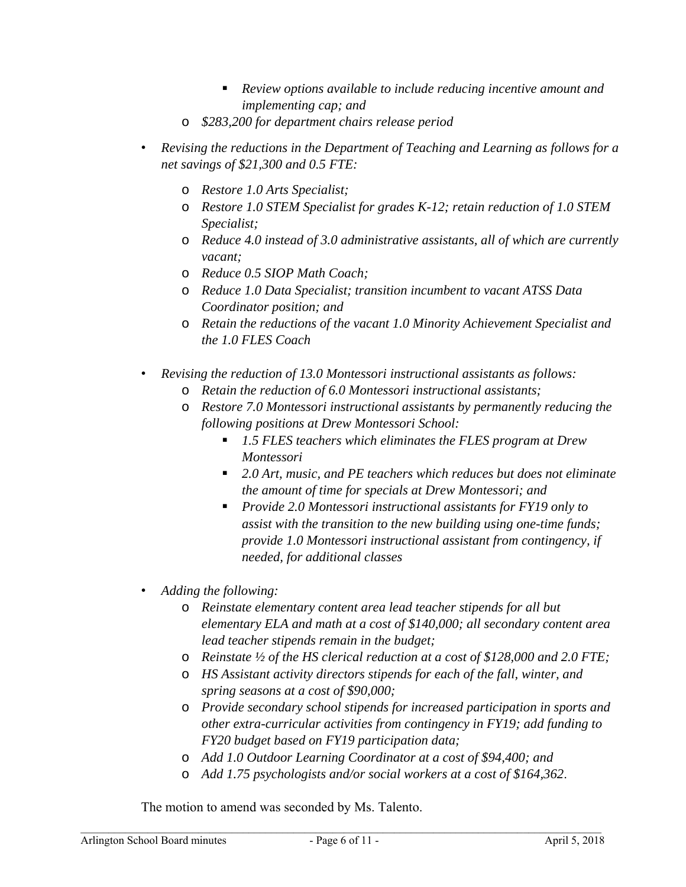- *Review options available to include reducing incentive amount and implementing cap; and*
    - *$283,200 for department chairs release period*

- *Revising the reductions in the Department of Teaching and Learning as follows for a net savings of $21,300 and 0.5 FTE:*
    - *Restore 1.0 Arts Specialist;*
    - *Restore 1.0 STEM Specialist for grades K-12; retain reduction of 1.0 STEM Specialist;*
    - *Reduce 4.0 instead of 3.0 administrative assistants, all of which are currently vacant;*
    - *Reduce 0.5 SIOP Math Coach;*
    - *Reduce 1.0 Data Specialist; transition incumbent to vacant ATSS Data Coordinator position; and*
    - *Retain the reductions of the vacant 1.0 Minority Achievement Specialist and the 1.0 FLES Coach*

- *Revising the reduction of 13.0 Montessori instructional assistants as follows:*
    - *Retain the reduction of 6.0 Montessori instructional assistants;*
    - *Restore 7.0 Montessori instructional assistants by permanently reducing the following positions at Drew Montessori School:*
        - *1.5 FLES teachers which eliminates the FLES program at Drew Montessori*
        - *2.0 Art, music, and PE teachers which reduces but does not eliminate the amount of time for specials at Drew Montessori; and*
        - *Provide 2.0 Montessori instructional assistants for FY19 only to assist with the transition to the new building using one-time funds; provide 1.0 Montessori instructional assistant from contingency, if needed, for additional classes*

- *Adding the following:*
    - *Reinstate elementary content area lead teacher stipends for all but elementary ELA and math at a cost of $140,000; all secondary content area lead teacher stipends remain in the budget;*
    - *Reinstate ½ of the HS clerical reduction at a cost of $128,000 and 2.0 FTE;*
    - *HS Assistant activity directors stipends for each of the fall, winter, and spring seasons at a cost of $90,000;*
    - *Provide secondary school stipends for increased participation in sports and other extra-curricular activities from contingency in FY19; add funding to FY20 budget based on FY19 participation data;*
    - *Add 1.0 Outdoor Learning Coordinator at a cost of $94,400; and*
    - *Add 1.75 psychologists and/or social workers at a cost of $164,362*.

The motion to amend was seconded by Ms. Talento.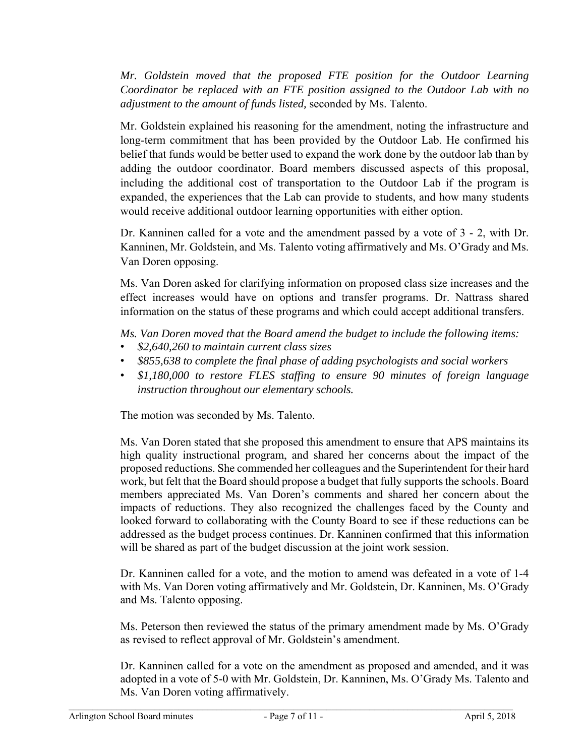*Mr. Goldstein moved that the proposed FTE position for the Outdoor Learning Coordinator be replaced with an FTE position assigned to the Outdoor Lab with no adjustment to the amount of funds listed,* seconded by Ms. Talento.

Mr. Goldstein explained his reasoning for the amendment, noting the infrastructure and long-term commitment that has been provided by the Outdoor Lab. He confirmed his belief that funds would be better used to expand the work done by the outdoor lab than by adding the outdoor coordinator. Board members discussed aspects of this proposal, including the additional cost of transportation to the Outdoor Lab if the program is expanded, the experiences that the Lab can provide to students, and how many students would receive additional outdoor learning opportunities with either option.

Dr. Kanninen called for a vote and the amendment passed by a vote of 3 - 2, with Dr. Kanninen, Mr. Goldstein, and Ms. Talento voting affirmatively and Ms. O'Grady and Ms. Van Doren opposing.

Ms. Van Doren asked for clarifying information on proposed class size increases and the effect increases would have on options and transfer programs. Dr. Nattrass shared information on the status of these programs and which could accept additional transfers.

*Ms. Van Doren moved that the Board amend the budget to include the following items:*

- *$2,640,260 to maintain current class sizes*
- *$855,638 to complete the final phase of adding psychologists and social workers*
- *$1,180,000 to restore FLES staffing to ensure 90 minutes of foreign language instruction throughout our elementary schools.*

The motion was seconded by Ms. Talento.

Ms. Van Doren stated that she proposed this amendment to ensure that APS maintains its high quality instructional program, and shared her concerns about the impact of the proposed reductions. She commended her colleagues and the Superintendent for their hard work, but felt that the Board should propose a budget that fully supports the schools. Board members appreciated Ms. Van Doren's comments and shared her concern about the impacts of reductions. They also recognized the challenges faced by the County and looked forward to collaborating with the County Board to see if these reductions can be addressed as the budget process continues. Dr. Kanninen confirmed that this information will be shared as part of the budget discussion at the joint work session.

Dr. Kanninen called for a vote, and the motion to amend was defeated in a vote of 1-4 with Ms. Van Doren voting affirmatively and Mr. Goldstein, Dr. Kanninen, Ms. O'Grady and Ms. Talento opposing.

Ms. Peterson then reviewed the status of the primary amendment made by Ms. O'Grady as revised to reflect approval of Mr. Goldstein's amendment.

Dr. Kanninen called for a vote on the amendment as proposed and amended, and it was adopted in a vote of 5-0 with Mr. Goldstein, Dr. Kanninen, Ms. O'Grady Ms. Talento and Ms. Van Doren voting affirmatively.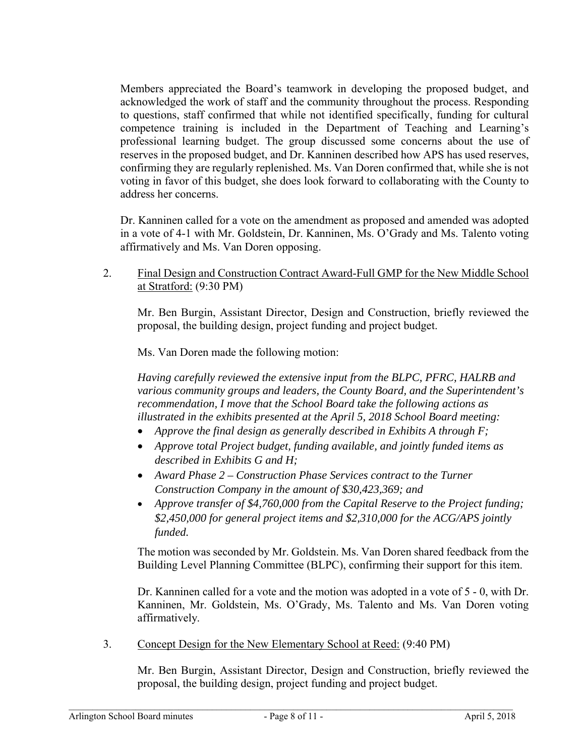Members appreciated the Board's teamwork in developing the proposed budget, and acknowledged the work of staff and the community throughout the process. Responding to questions, staff confirmed that while not identified specifically, funding for cultural competence training is included in the Department of Teaching and Learning's professional learning budget. The group discussed some concerns about the use of reserves in the proposed budget, and Dr. Kanninen described how APS has used reserves, confirming they are regularly replenished. Ms. Van Doren confirmed that, while she is not voting in favor of this budget, she does look forward to collaborating with the County to address her concerns.

Dr. Kanninen called for a vote on the amendment as proposed and amended was adopted in a vote of 4-1 with Mr. Goldstein, Dr. Kanninen, Ms. O'Grady and Ms. Talento voting affirmatively and Ms. Van Doren opposing.

2. Final Design and Construction Contract Award-Full GMP for the New Middle School at Stratford: (9:30 PM)

   Mr. Ben Burgin, Assistant Director, Design and Construction, briefly reviewed the proposal, the building design, project funding and project budget.

   Ms. Van Doren made the following motion:

   *Having carefully reviewed the extensive input from the BLPC, PFRC, HALRB and various community groups and leaders, the County Board, and the Superintendent's recommendation, I move that the School Board take the following actions as illustrated in the exhibits presented at the April 5, 2018 School Board meeting:*

   - *Approve the final design as generally described in Exhibits A through F;*
   - *Approve total Project budget, funding available, and jointly funded items as described in Exhibits G and H;*
   - *Award Phase 2 – Construction Phase Services contract to the Turner Construction Company in the amount of $30,423,369; and*
   - *Approve transfer of $4,760,000 from the Capital Reserve to the Project funding; $2,450,000 for general project items and $2,310,000 for the ACG/APS jointly funded.*

   The motion was seconded by Mr. Goldstein. Ms. Van Doren shared feedback from the Building Level Planning Committee (BLPC), confirming their support for this item.

   Dr. Kanninen called for a vote and the motion was adopted in a vote of 5 - 0, with Dr. Kanninen, Mr. Goldstein, Ms. O'Grady, Ms. Talento and Ms. Van Doren voting affirmatively.

3. Concept Design for the New Elementary School at Reed: (9:40 PM)

   Mr. Ben Burgin, Assistant Director, Design and Construction, briefly reviewed the proposal, the building design, project funding and project budget.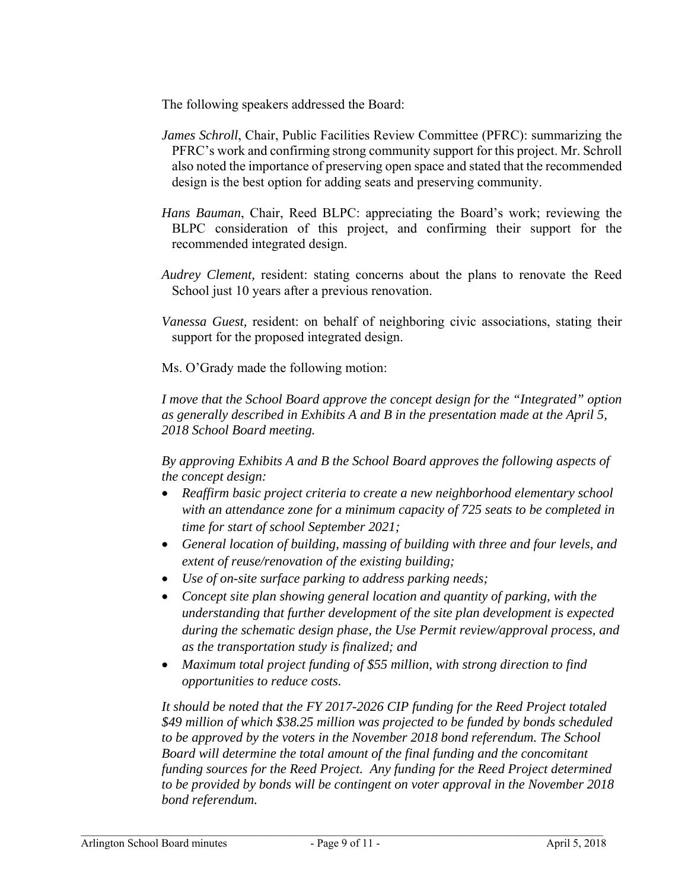The following speakers addressed the Board:

*James Schroll*, Chair, Public Facilities Review Committee (PFRC): summarizing the PFRC's work and confirming strong community support for this project. Mr. Schroll also noted the importance of preserving open space and stated that the recommended design is the best option for adding seats and preserving community.

*Hans Bauman*, Chair, Reed BLPC: appreciating the Board's work; reviewing the BLPC consideration of this project, and confirming their support for the recommended integrated design.

*Audrey Clement,* resident: stating concerns about the plans to renovate the Reed School just 10 years after a previous renovation.

*Vanessa Guest,* resident: on behalf of neighboring civic associations, stating their support for the proposed integrated design.

Ms. O'Grady made the following motion:

*I move that the School Board approve the concept design for the "Integrated" option as generally described in Exhibits A and B in the presentation made at the April 5, 2018 School Board meeting.*

*By approving Exhibits A and B the School Board approves the following aspects of the concept design:*

- *Reaffirm basic project criteria to create a new neighborhood elementary school with an attendance zone for a minimum capacity of 725 seats to be completed in time for start of school September 2021;*
- *General location of building, massing of building with three and four levels, and extent of reuse/renovation of the existing building;*
- *Use of on-site surface parking to address parking needs;*
- *Concept site plan showing general location and quantity of parking, with the understanding that further development of the site plan development is expected during the schematic design phase, the Use Permit review/approval process, and as the transportation study is finalized; and*
- *Maximum total project funding of $55 million, with strong direction to find opportunities to reduce costs.*

*It should be noted that the FY 2017-2026 CIP funding for the Reed Project totaled $49 million of which $38.25 million was projected to be funded by bonds scheduled to be approved by the voters in the November 2018 bond referendum. The School Board will determine the total amount of the final funding and the concomitant funding sources for the Reed Project. Any funding for the Reed Project determined to be provided by bonds will be contingent on voter approval in the November 2018 bond referendum.*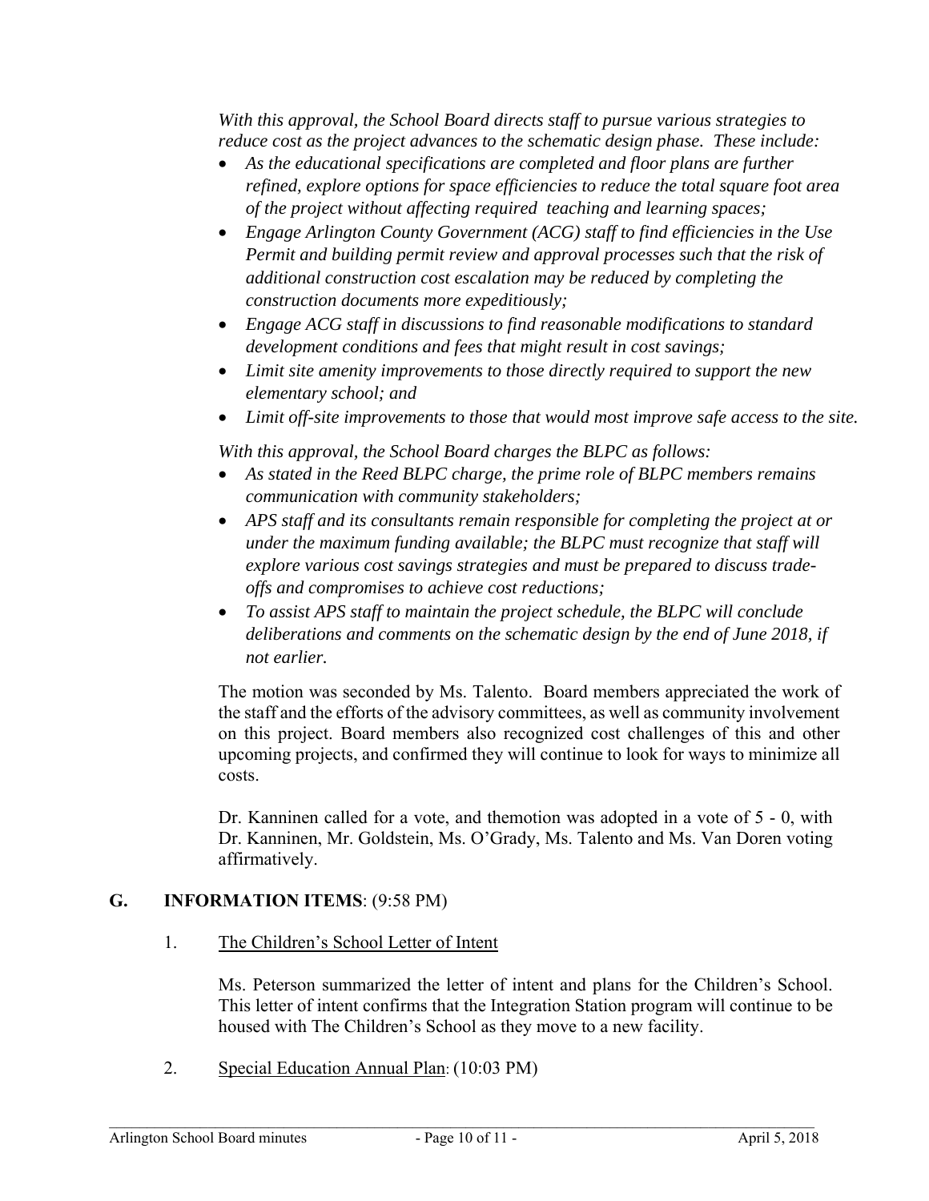*With this approval, the School Board directs staff to pursue various strategies to reduce cost as the project advances to the schematic design phase. These include:*

- *As the educational specifications are completed and floor plans are further refined, explore options for space efficiencies to reduce the total square foot area of the project without affecting required teaching and learning spaces;*
- *Engage Arlington County Government (ACG) staff to find efficiencies in the Use Permit and building permit review and approval processes such that the risk of additional construction cost escalation may be reduced by completing the construction documents more expeditiously;*
- *Engage ACG staff in discussions to find reasonable modifications to standard development conditions and fees that might result in cost savings;*
- *Limit site amenity improvements to those directly required to support the new elementary school; and*
- *Limit off-site improvements to those that would most improve safe access to the site.*

*With this approval, the School Board charges the BLPC as follows:*

- *As stated in the Reed BLPC charge, the prime role of BLPC members remains communication with community stakeholders;*
- *APS staff and its consultants remain responsible for completing the project at or under the maximum funding available; the BLPC must recognize that staff will explore various cost savings strategies and must be prepared to discuss trade-offs and compromises to achieve cost reductions;*
- *To assist APS staff to maintain the project schedule, the BLPC will conclude deliberations and comments on the schematic design by the end of June 2018, if not earlier.*

The motion was seconded by Ms. Talento. Board members appreciated the work of the staff and the efforts of the advisory committees, as well as community involvement on this project. Board members also recognized cost challenges of this and other upcoming projects, and confirmed they will continue to look for ways to minimize all costs.

Dr. Kanninen called for a vote, and themotion was adopted in a vote of 5 - 0, with Dr. Kanninen, Mr. Goldstein, Ms. O'Grady, Ms. Talento and Ms. Van Doren voting affirmatively.

## G. INFORMATION ITEMS: (9:58 PM)

1. The Children's School Letter of Intent

   Ms. Peterson summarized the letter of intent and plans for the Children's School. This letter of intent confirms that the Integration Station program will continue to be housed with The Children's School as they move to a new facility.

2. Special Education Annual Plan: (10:03 PM)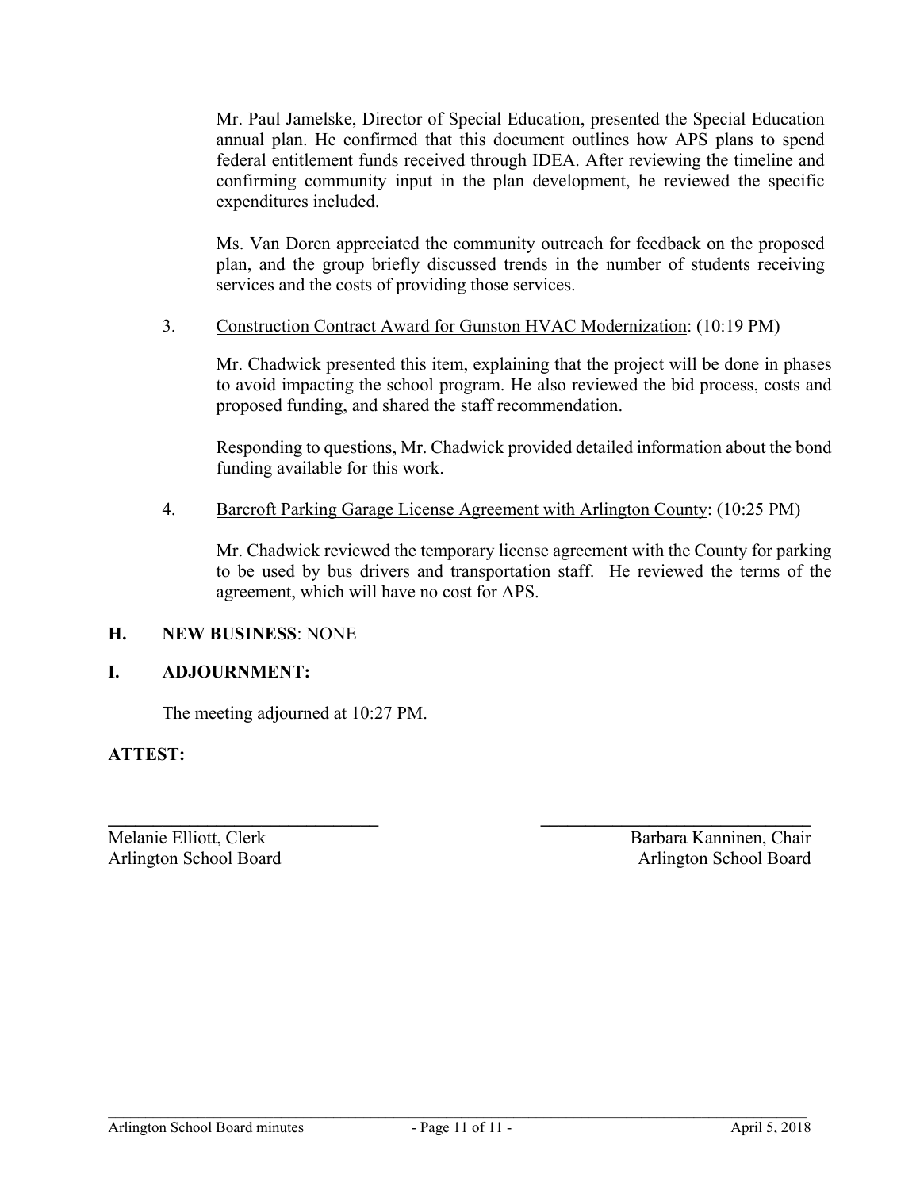Mr. Paul Jamelske, Director of Special Education, presented the Special Education annual plan. He confirmed that this document outlines how APS plans to spend federal entitlement funds received through IDEA. After reviewing the timeline and confirming community input in the plan development, he reviewed the specific expenditures included.

Ms. Van Doren appreciated the community outreach for feedback on the proposed plan, and the group briefly discussed trends in the number of students receiving services and the costs of providing those services.

3. Construction Contract Award for Gunston HVAC Modernization: (10:19 PM)

   Mr. Chadwick presented this item, explaining that the project will be done in phases to avoid impacting the school program. He also reviewed the bid process, costs and proposed funding, and shared the staff recommendation.

   Responding to questions, Mr. Chadwick provided detailed information about the bond funding available for this work.

4. Barcroft Parking Garage License Agreement with Arlington County: (10:25 PM)

   Mr. Chadwick reviewed the temporary license agreement with the County for parking to be used by bus drivers and transportation staff. He reviewed the terms of the agreement, which will have no cost for APS.

**H. NEW BUSINESS**: NONE

**I. ADJOURNMENT:**

The meeting adjourned at 10:27 PM.

**ATTEST:**

Melanie Elliott, Clerk
Arlington School Board

Barbara Kanninen, Chair
Arlington School Board